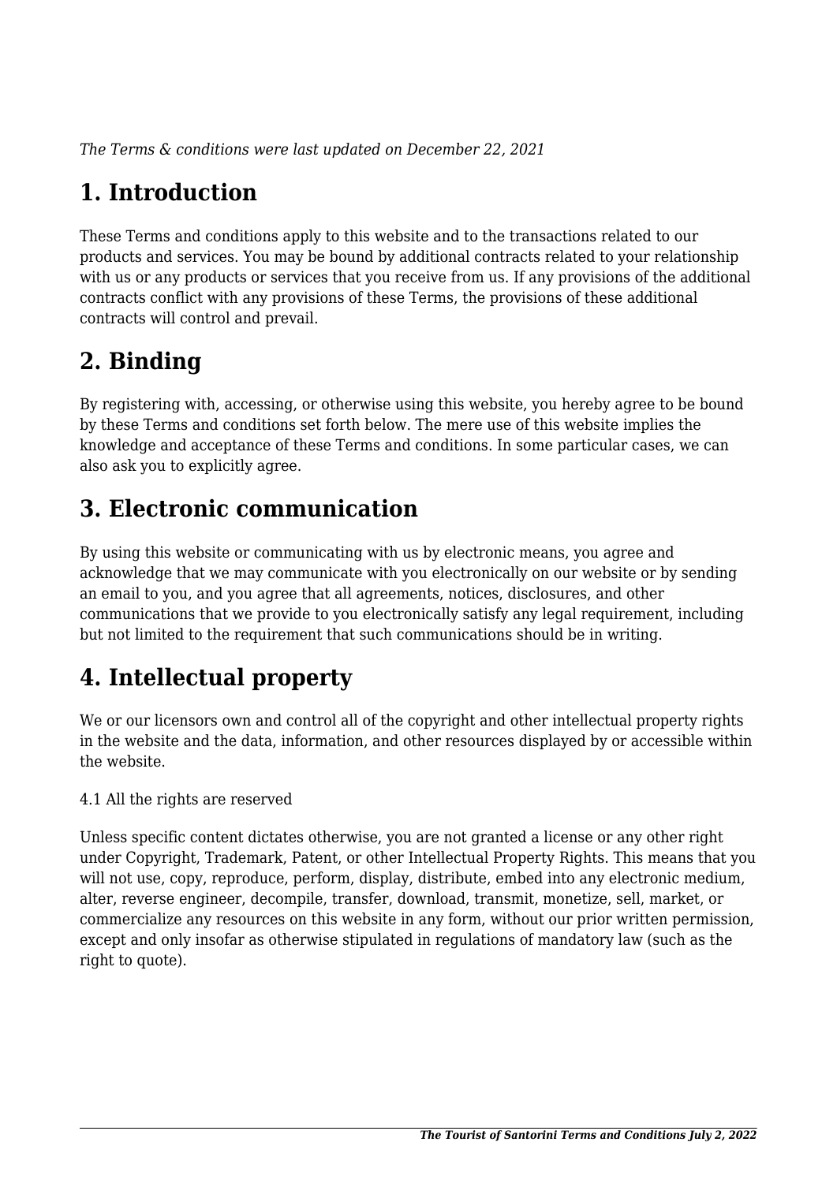*The Terms & conditions were last updated on December 22, 2021*

# 1. Introduction

These Terms and conditions apply to this website and to the transactions related to our products and services. You may be bound by additional contracts related to your relationship with us or any products or services that you receive from us. If any provisions of the additional contracts conflict with any provisions of these Terms, the provisions of these additional contracts will control and prevail.

# 2. Binding

By registering with, accessing, or otherwise using this website, you hereby agree to be bound by these Terms and conditions set forth below. The mere use of this website implies the knowledge and acceptance of these Terms and conditions. In some particular cases, we can also ask you to explicitly agree.

# 3. Electronic communication

By using this website or communicating with us by electronic means, you agree and acknowledge that we may communicate with you electronically on our website or by sending an email to you, and you agree that all agreements, notices, disclosures, and other communications that we provide to you electronically satisfy any legal requirement, including but not limited to the requirement that such communications should be in writing.

# 4. Intellectual property

We or our licensors own and control all of the copyright and other intellectual property rights in the website and the data, information, and other resources displayed by or accessible within the website.

4.1 All the rights are reserved

Unless specific content dictates otherwise, you are not granted a license or any other right under Copyright, Trademark, Patent, or other Intellectual Property Rights. This means that you will not use, copy, reproduce, perform, display, distribute, embed into any electronic medium, alter, reverse engineer, decompile, transfer, download, transmit, monetize, sell, market, or commercialize any resources on this website in any form, without our prior written permission, except and only insofar as otherwise stipulated in regulations of mandatory law (such as the right to quote).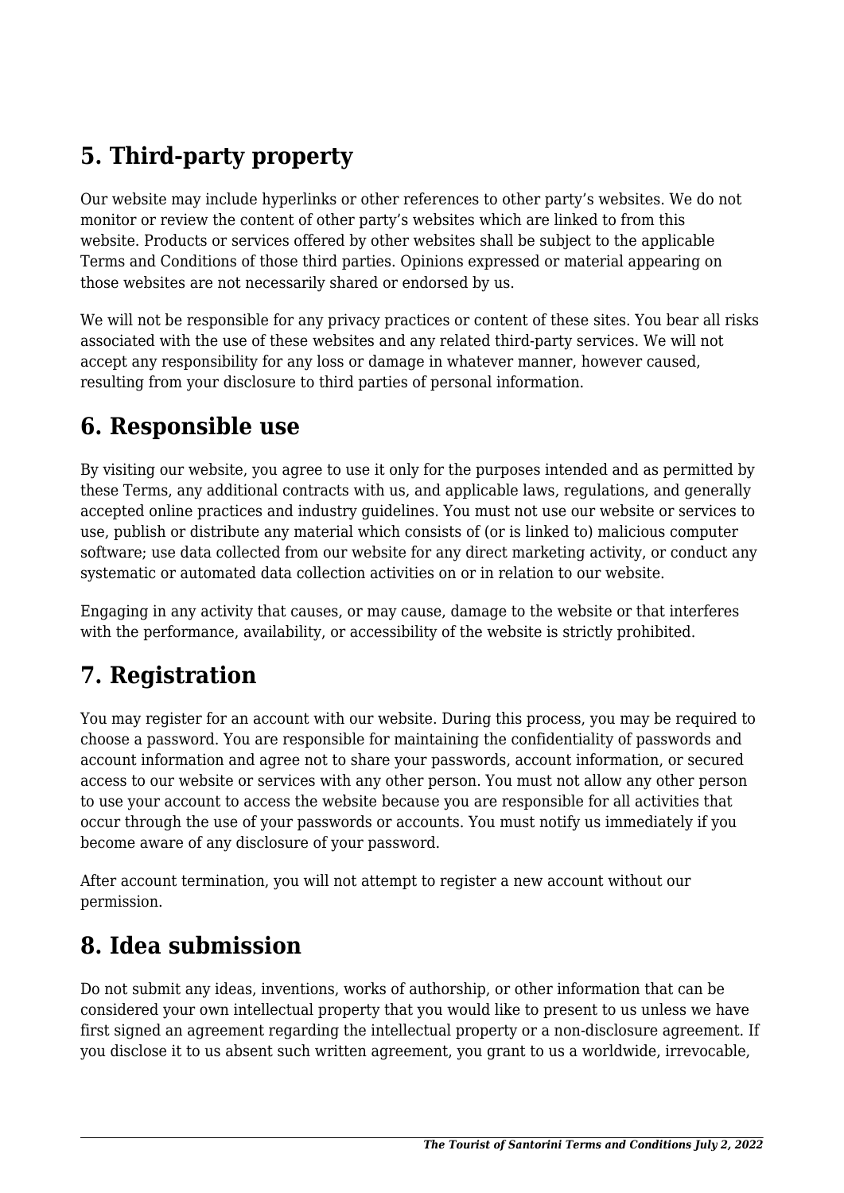## 5. Third-party property

Our website may include hyperlinks or other references to other party's websites. We do not monitor or review the content of other party's websites which are linked to from this website. Products or services offered by other websites shall be subject to the applicable Terms and Conditions of those third parties. Opinions expressed or material appearing on those websites are not necessarily shared or endorsed by us.

We will not be responsible for any privacy practices or content of these sites. You bear all risks associated with the use of these websites and any related third-party services. We will not accept any responsibility for any loss or damage in whatever manner, however caused, resulting from your disclosure to third parties of personal information.

## 6. Responsible use

By visiting our website, you agree to use it only for the purposes intended and as permitted by these Terms, any additional contracts with us, and applicable laws, regulations, and generally accepted online practices and industry guidelines. You must not use our website or services to use, publish or distribute any material which consists of (or is linked to) malicious computer software; use data collected from our website for any direct marketing activity, or conduct any systematic or automated data collection activities on or in relation to our website.

Engaging in any activity that causes, or may cause, damage to the website or that interferes with the performance, availability, or accessibility of the website is strictly prohibited.

## 7. Registration

You may register for an account with our website. During this process, you may be required to choose a password. You are responsible for maintaining the confidentiality of passwords and account information and agree not to share your passwords, account information, or secured access to our website or services with any other person. You must not allow any other person to use your account to access the website because you are responsible for all activities that occur through the use of your passwords or accounts. You must notify us immediately if you become aware of any disclosure of your password.

After account termination, you will not attempt to register a new account without our permission.

## 8. Idea submission

Do not submit any ideas, inventions, works of authorship, or other information that can be considered your own intellectual property that you would like to present to us unless we have first signed an agreement regarding the intellectual property or a non-disclosure agreement. If you disclose it to us absent such written agreement, you grant to us a worldwide, irrevocable,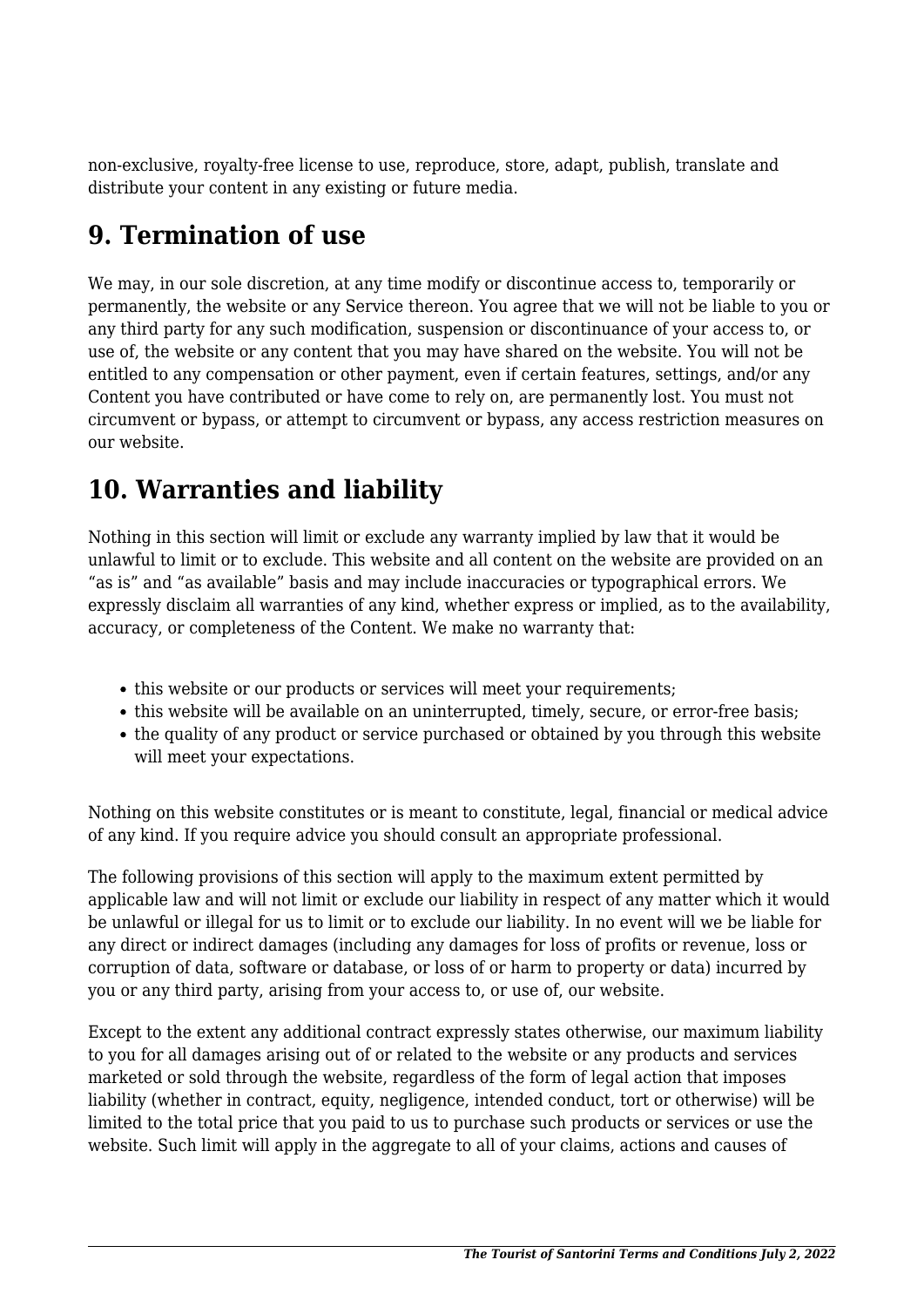non-exclusive, royalty-free license to use, reproduce, store, adapt, publish, translate and distribute your content in any existing or future media.

## 9. Termination of use

We may, in our sole discretion, at any time modify or discontinue access to, temporarily or permanently, the website or any Service thereon. You agree that we will not be liable to you or any third party for any such modification, suspension or discontinuance of your access to, or use of, the website or any content that you may have shared on the website. You will not be entitled to any compensation or other payment, even if certain features, settings, and/or any Content you have contributed or have come to rely on, are permanently lost. You must not circumvent or bypass, or attempt to circumvent or bypass, any access restriction measures on our website.

## 10. Warranties and liability

Nothing in this section will limit or exclude any warranty implied by law that it would be unlawful to limit or to exclude. This website and all content on the website are provided on an "as is" and "as available" basis and may include inaccuracies or typographical errors. We expressly disclaim all warranties of any kind, whether express or implied, as to the availability, accuracy, or completeness of the Content. We make no warranty that:

- this website or our products or services will meet your requirements;
- this website will be available on an uninterrupted, timely, secure, or error-free basis;
- the quality of any product or service purchased or obtained by you through this website will meet your expectations.

Nothing on this website constitutes or is meant to constitute, legal, financial or medical advice of any kind. If you require advice you should consult an appropriate professional.

The following provisions of this section will apply to the maximum extent permitted by applicable law and will not limit or exclude our liability in respect of any matter which it would be unlawful or illegal for us to limit or to exclude our liability. In no event will we be liable for any direct or indirect damages (including any damages for loss of profits or revenue, loss or corruption of data, software or database, or loss of or harm to property or data) incurred by you or any third party, arising from your access to, or use of, our website.

Except to the extent any additional contract expressly states otherwise, our maximum liability to you for all damages arising out of or related to the website or any products and services marketed or sold through the website, regardless of the form of legal action that imposes liability (whether in contract, equity, negligence, intended conduct, tort or otherwise) will be limited to the total price that you paid to us to purchase such products or services or use the website. Such limit will apply in the aggregate to all of your claims, actions and causes of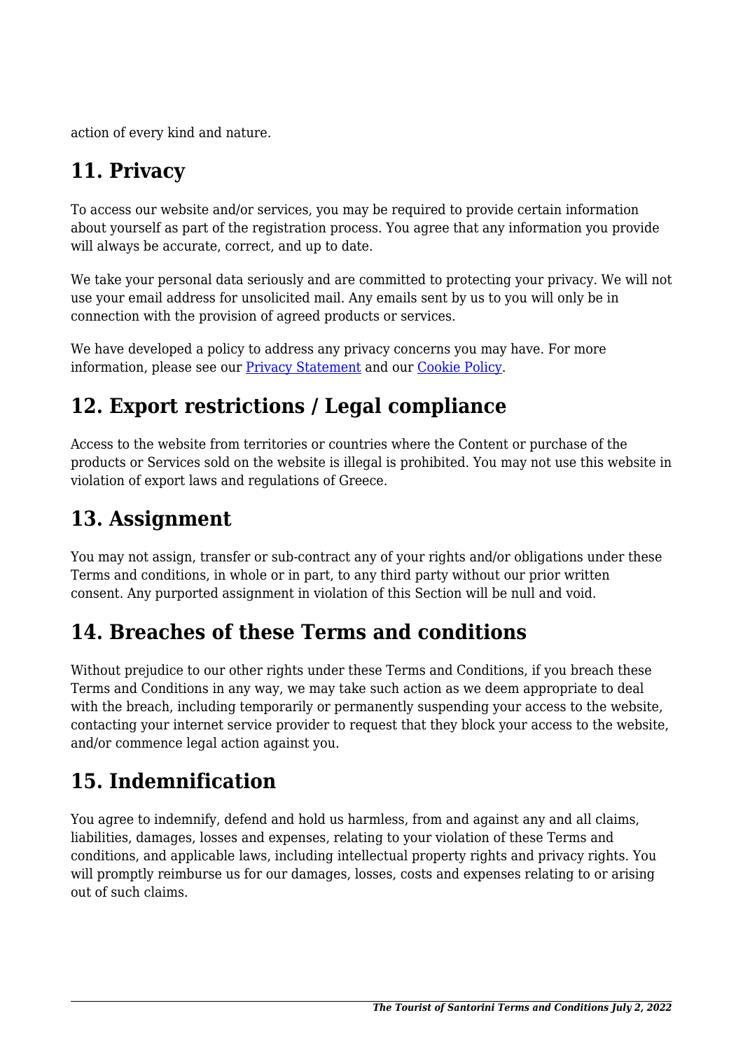action of every kind and nature.

## 11. Privacy

To access our website and/or services, you may be required to provide certain information about yourself as part of the registration process. You agree that any information you provide will always be accurate, correct, and up to date.

We take your personal data seriously and are committed to protecting your privacy. We will not use your email address for unsolicited mail. Any emails sent by us to you will only be in connection with the provision of agreed products or services.

We have developed a policy to address any privacy concerns you may have. For more information, please see our Privacy Statement and our Cookie Policy.

## 12. Export restrictions / Legal compliance

Access to the website from territories or countries where the Content or purchase of the products or Services sold on the website is illegal is prohibited. You may not use this website in violation of export laws and regulations of Greece.

## 13. Assignment

You may not assign, transfer or sub-contract any of your rights and/or obligations under these Terms and conditions, in whole or in part, to any third party without our prior written consent. Any purported assignment in violation of this Section will be null and void.

## 14. Breaches of these Terms and conditions

Without prejudice to our other rights under these Terms and Conditions, if you breach these Terms and Conditions in any way, we may take such action as we deem appropriate to deal with the breach, including temporarily or permanently suspending your access to the website, contacting your internet service provider to request that they block your access to the website, and/or commence legal action against you.

## 15. Indemnification

You agree to indemnify, defend and hold us harmless, from and against any and all claims, liabilities, damages, losses and expenses, relating to your violation of these Terms and conditions, and applicable laws, including intellectual property rights and privacy rights. You will promptly reimburse us for our damages, losses, costs and expenses relating to or arising out of such claims.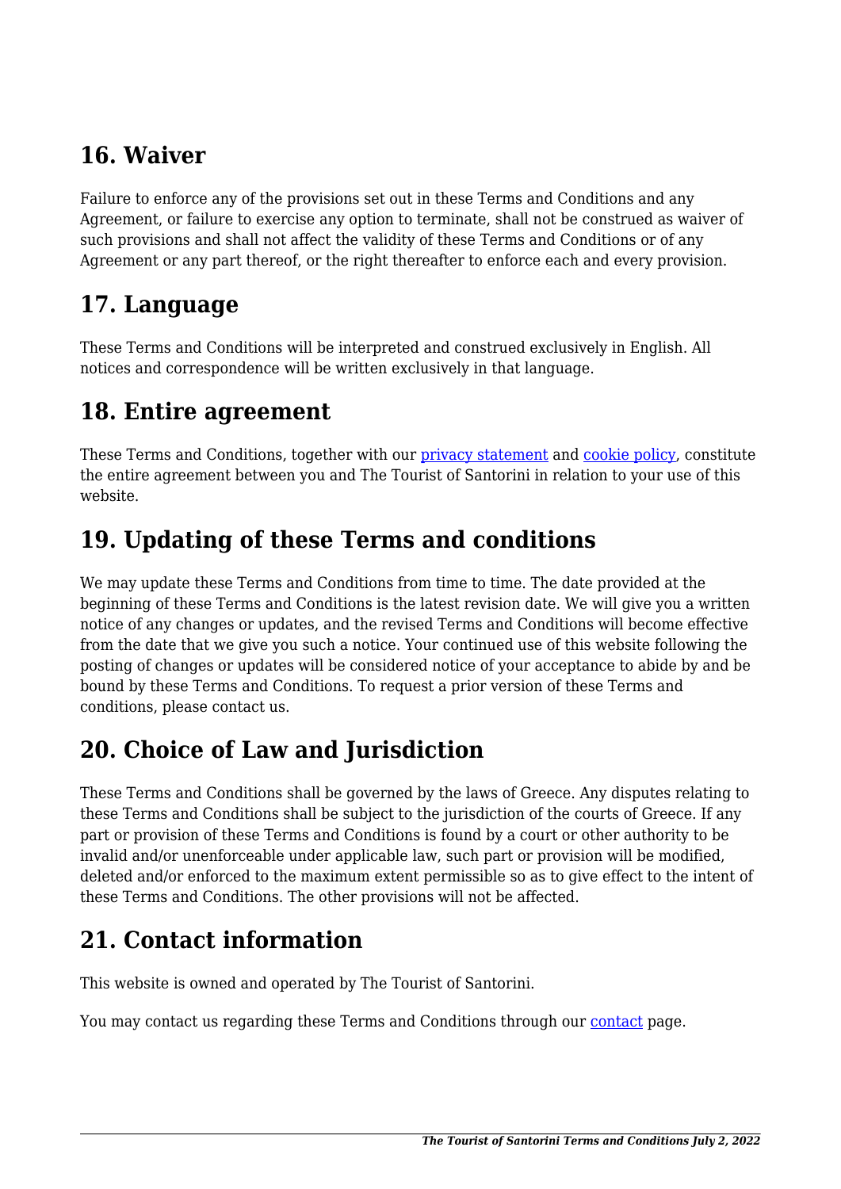## 16. Waiver

Failure to enforce any of the provisions set out in these Terms and Conditions and any Agreement, or failure to exercise any option to terminate, shall not be construed as waiver of such provisions and shall not affect the validity of these Terms and Conditions or of any Agreement or any part thereof, or the right thereafter to enforce each and every provision.

## 17. Language

These Terms and Conditions will be interpreted and construed exclusively in English. All notices and correspondence will be written exclusively in that language.

## 18. Entire agreement

These Terms and Conditions, together with our privacy statement and cookie policy, constitute the entire agreement between you and The Tourist of Santorini in relation to your use of this website.

## 19. Updating of these Terms and conditions

We may update these Terms and Conditions from time to time. The date provided at the beginning of these Terms and Conditions is the latest revision date. We will give you a written notice of any changes or updates, and the revised Terms and Conditions will become effective from the date that we give you such a notice. Your continued use of this website following the posting of changes or updates will be considered notice of your acceptance to abide by and be bound by these Terms and Conditions. To request a prior version of these Terms and conditions, please contact us.

## 20. Choice of Law and Jurisdiction

These Terms and Conditions shall be governed by the laws of Greece. Any disputes relating to these Terms and Conditions shall be subject to the jurisdiction of the courts of Greece. If any part or provision of these Terms and Conditions is found by a court or other authority to be invalid and/or unenforceable under applicable law, such part or provision will be modified, deleted and/or enforced to the maximum extent permissible so as to give effect to the intent of these Terms and Conditions. The other provisions will not be affected.

## 21. Contact information

This website is owned and operated by The Tourist of Santorini.

You may contact us regarding these Terms and Conditions through our contact page.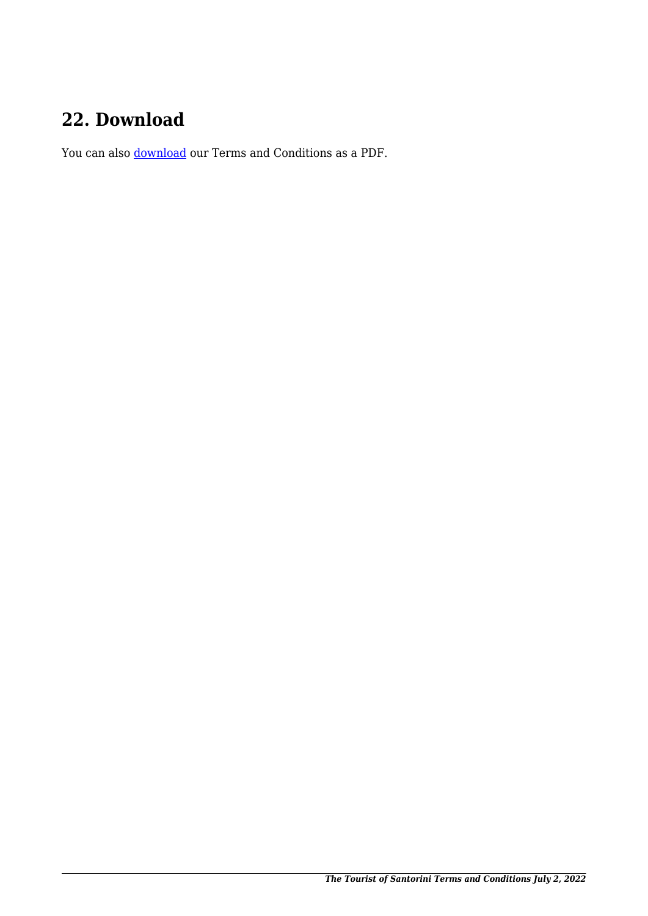## 22. Download

You can also download our Terms and Conditions as a PDF.